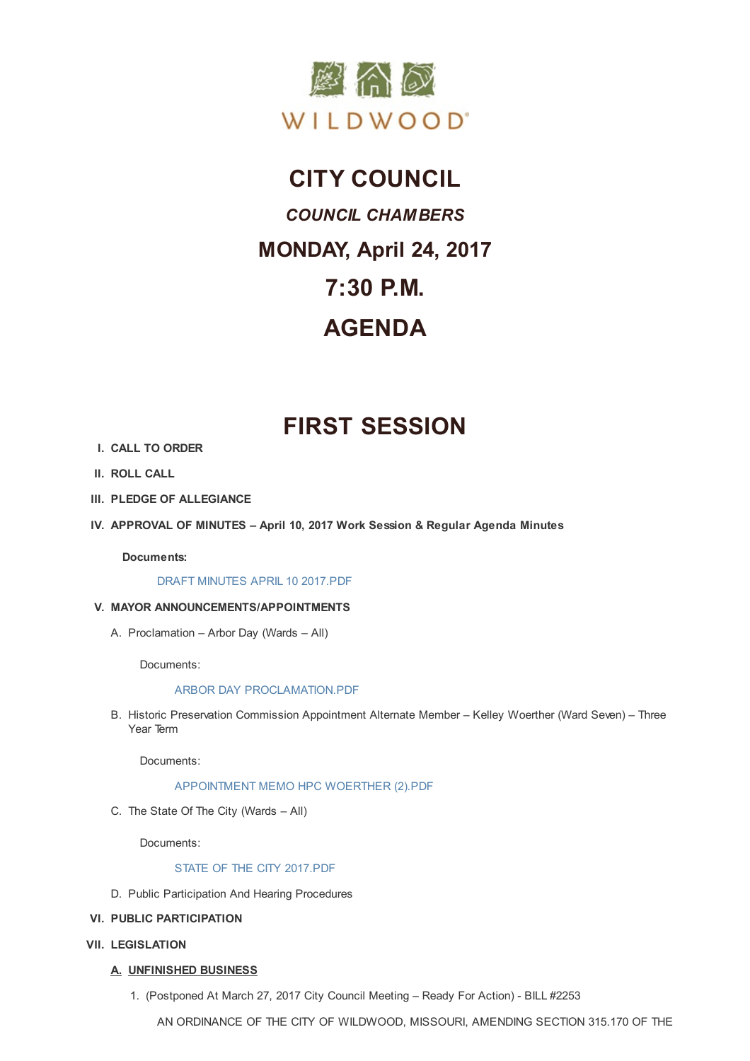WILDWOOD®

# CITY COUNCIL

## *COUNCIL CHAMBERS*

## MONDAY, April 24, 2017

## 7:30 P.M.

## AGENDA

# FIRST SESSION

I. **CALL TO ORDER**

II. **ROLL CALL**

III. **PLEDGE OF ALLEGIANCE**

IV. **APPROVAL OF MINUTES – April 10, 2017 Work Session & Regular Agenda Minutes**

**Documents:**

DRAFT MINUTES APRIL 10 2017.PDF

V. **MAYOR ANNOUNCEMENTS/APPOINTMENTS**

A. Proclamation – Arbor Day (Wards – All)

Documents:

ARBOR DAY PROCLAMATION.PDF

B. Historic Preservation Commission Appointment Alternate Member – Kelley Woerther (Ward Seven) – Three Year Term

Documents:

APPOINTMENT MEMO HPC WOERTHER (2).PDF

C. The State Of The City (Wards – All)

Documents:

STATE OF THE CITY 2017.PDF

D. Public Participation And Hearing Procedures

VI. **PUBLIC PARTICIPATION**

VII. **LEGISLATION**

**A. UNFINISHED BUSINESS**

1. (Postponed At March 27, 2017 City Council Meeting – Ready For Action) - BILL #2253

AN ORDINANCE OF THE CITY OF WILDWOOD, MISSOURI, AMENDING SECTION 315.170 OF THE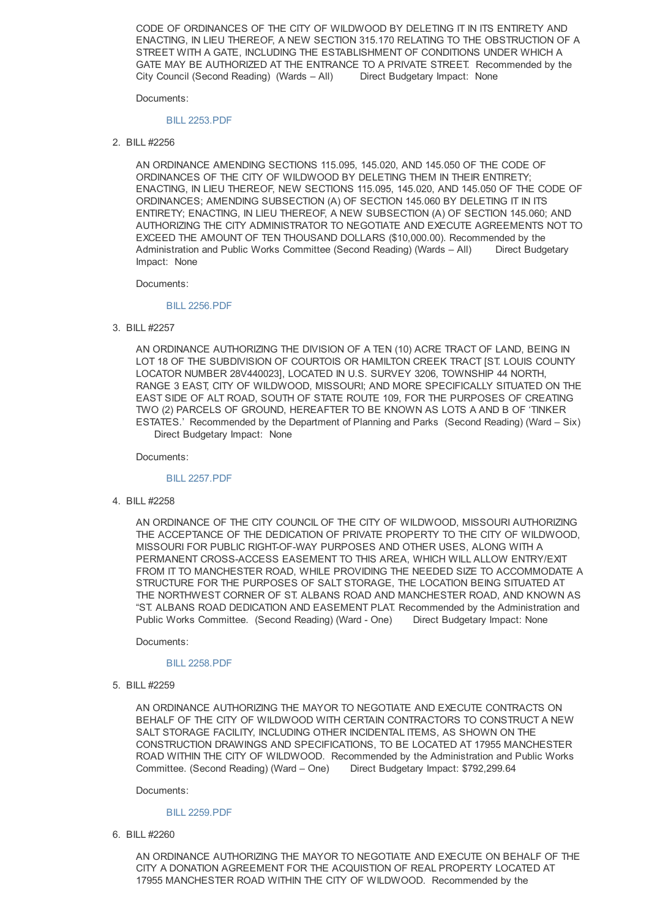CODE OF ORDINANCES OF THE CITY OF WILDWOOD BY DELETING IT IN ITS ENTIRETY AND ENACTING, IN LIEU THEREOF, A NEW SECTION 315.170 RELATING TO THE OBSTRUCTION OF A STREET WITH A GATE, INCLUDING THE ESTABLISHMENT OF CONDITIONS UNDER WHICH A GATE MAY BE AUTHORIZED AT THE ENTRANCE TO A PRIVATE STREET. Recommended by the City Council (Second Reading) (Wards – All) Direct Budgetary Impact: None

Documents:

BILL 2253.PDF

2. BILL #2256

AN ORDINANCE AMENDING SECTIONS 115.095, 145.020, AND 145.050 OF THE CODE OF ORDINANCES OF THE CITY OF WILDWOOD BY DELETING THEM IN THEIR ENTIRETY; ENACTING, IN LIEU THEREOF, NEW SECTIONS 115.095, 145.020, AND 145.050 OF THE CODE OF ORDINANCES; AMENDING SUBSECTION (A) OF SECTION 145.060 BY DELETING IT IN ITS ENTIRETY; ENACTING, IN LIEU THEREOF, A NEW SUBSECTION (A) OF SECTION 145.060; AND AUTHORIZING THE CITY ADMINISTRATOR TO NEGOTIATE AND EXECUTE AGREEMENTS NOT TO EXCEED THE AMOUNT OF TEN THOUSAND DOLLARS ($10,000.00). Recommended by the Administration and Public Works Committee (Second Reading) (Wards – All) Direct Budgetary Impact: None

Documents:

BILL 2256.PDF

3. BILL #2257

AN ORDINANCE AUTHORIZING THE DIVISION OF A TEN (10) ACRE TRACT OF LAND, BEING IN LOT 18 OF THE SUBDIVISION OF COURTOIS OR HAMILTON CREEK TRACT [ST. LOUIS COUNTY LOCATOR NUMBER 28V440023], LOCATED IN U.S. SURVEY 3206, TOWNSHIP 44 NORTH, RANGE 3 EAST, CITY OF WILDWOOD, MISSOURI; AND MORE SPECIFICALLY SITUATED ON THE EAST SIDE OF ALT ROAD, SOUTH OF STATE ROUTE 109, FOR THE PURPOSES OF CREATING TWO (2) PARCELS OF GROUND, HEREAFTER TO BE KNOWN AS LOTS A AND B OF 'TINKER ESTATES.' Recommended by the Department of Planning and Parks (Second Reading) (Ward – Six) Direct Budgetary Impact: None

Documents:

BILL 2257.PDF

4. BILL #2258

AN ORDINANCE OF THE CITY COUNCIL OF THE CITY OF WILDWOOD, MISSOURI AUTHORIZING THE ACCEPTANCE OF THE DEDICATION OF PRIVATE PROPERTY TO THE CITY OF WILDWOOD, MISSOURI FOR PUBLIC RIGHT-OF-WAY PURPOSES AND OTHER USES, ALONG WITH A PERMANENT CROSS-ACCESS EASEMENT TO THIS AREA, WHICH WILL ALLOW ENTRY/EXIT FROM IT TO MANCHESTER ROAD, WHILE PROVIDING THE NEEDED SIZE TO ACCOMMODATE A STRUCTURE FOR THE PURPOSES OF SALT STORAGE, THE LOCATION BEING SITUATED AT THE NORTHWEST CORNER OF ST. ALBANS ROAD AND MANCHESTER ROAD, AND KNOWN AS "ST. ALBANS ROAD DEDICATION AND EASEMENT PLAT. Recommended by the Administration and Public Works Committee. (Second Reading) (Ward - One) Direct Budgetary Impact: None

Documents:

BILL 2258.PDF

5. BILL #2259

AN ORDINANCE AUTHORIZING THE MAYOR TO NEGOTIATE AND EXECUTE CONTRACTS ON BEHALF OF THE CITY OF WILDWOOD WITH CERTAIN CONTRACTORS TO CONSTRUCT A NEW SALT STORAGE FACILITY, INCLUDING OTHER INCIDENTAL ITEMS, AS SHOWN ON THE CONSTRUCTION DRAWINGS AND SPECIFICATIONS, TO BE LOCATED AT 17955 MANCHESTER ROAD WITHIN THE CITY OF WILDWOOD. Recommended by the Administration and Public Works Committee. (Second Reading) (Ward – One) Direct Budgetary Impact: $792,299.64

Documents:

BILL 2259.PDF

6. BILL #2260

AN ORDINANCE AUTHORIZING THE MAYOR TO NEGOTIATE AND EXECUTE ON BEHALF OF THE CITY A DONATION AGREEMENT FOR THE ACQUISTION OF REAL PROPERTY LOCATED AT 17955 MANCHESTER ROAD WITHIN THE CITY OF WILDWOOD. Recommended by the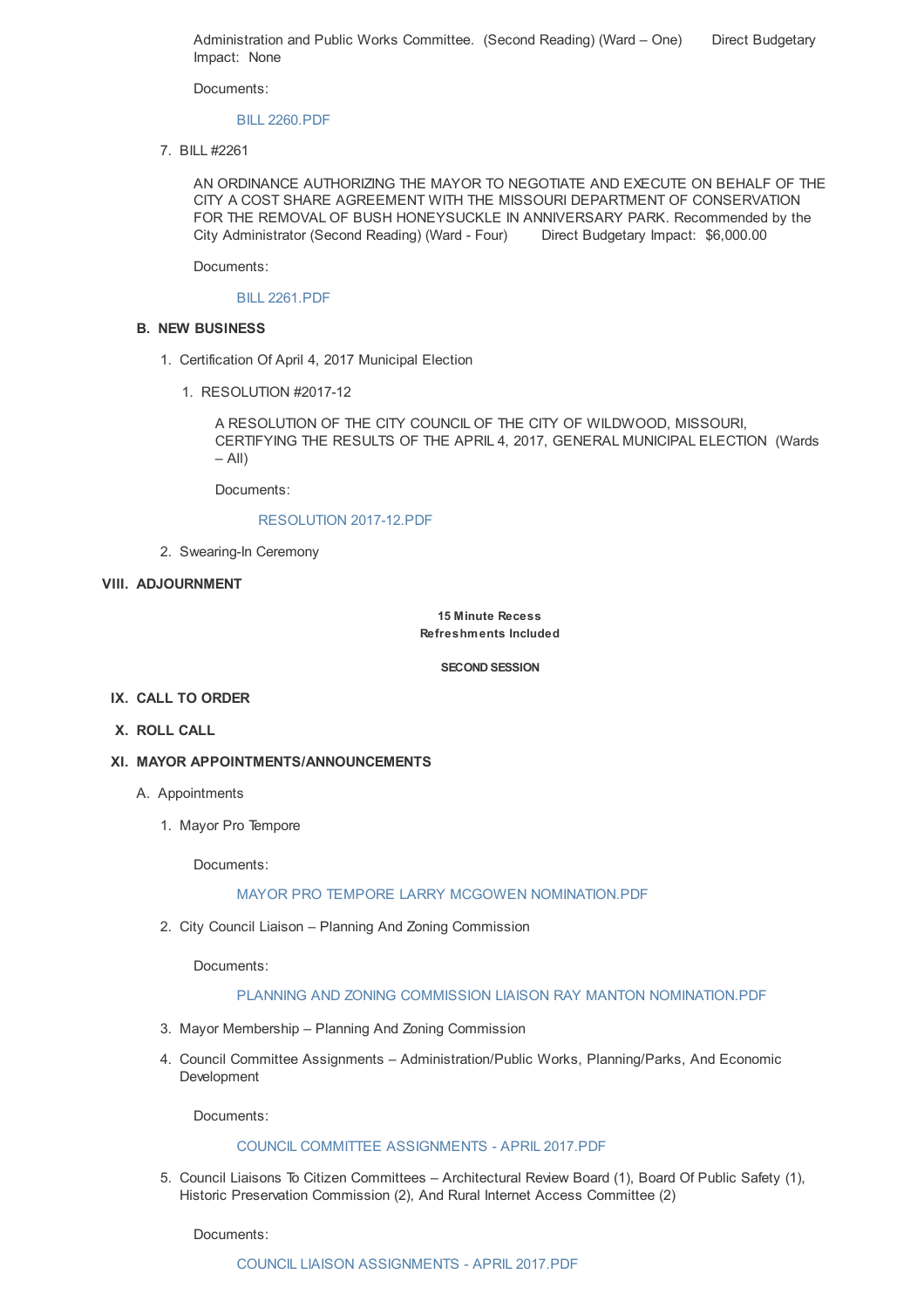Administration and Public Works Committee. (Second Reading) (Ward – One) Direct Budgetary Impact: None

Documents:

BILL 2260.PDF

7. BILL #2261

   AN ORDINANCE AUTHORIZING THE MAYOR TO NEGOTIATE AND EXECUTE ON BEHALF OF THE CITY A COST SHARE AGREEMENT WITH THE MISSOURI DEPARTMENT OF CONSERVATION FOR THE REMOVAL OF BUSH HONEYSUCKLE IN ANNIVERSARY PARK. Recommended by the City Administrator (Second Reading) (Ward - Four) Direct Budgetary Impact: $6,000.00

   Documents:

   BILL 2261.PDF

**B. NEW BUSINESS**

1. Certification Of April 4, 2017 Municipal Election

   1. RESOLUTION #2017-12

      A RESOLUTION OF THE CITY COUNCIL OF THE CITY OF WILDWOOD, MISSOURI, CERTIFYING THE RESULTS OF THE APRIL 4, 2017, GENERAL MUNICIPAL ELECTION (Wards – All)

      Documents:

      RESOLUTION 2017-12.PDF

2. Swearing-In Ceremony

## VIII. ADJOURNMENT

**15 Minute Recess**
**Refreshments Included**

**SECOND SESSION**

## IX. CALL TO ORDER

## X. ROLL CALL

## XI. MAYOR APPOINTMENTS/ANNOUNCEMENTS

A. Appointments

1. Mayor Pro Tempore

   Documents:

   MAYOR PRO TEMPORE LARRY MCGOWEN NOMINATION.PDF

2. City Council Liaison – Planning And Zoning Commission

   Documents:

   PLANNING AND ZONING COMMISSION LIAISON RAY MANTON NOMINATION.PDF

3. Mayor Membership – Planning And Zoning Commission

4. Council Committee Assignments – Administration/Public Works, Planning/Parks, And Economic Development

   Documents:

   COUNCIL COMMITTEE ASSIGNMENTS - APRIL 2017.PDF

5. Council Liaisons To Citizen Committees – Architectural Review Board (1), Board Of Public Safety (1), Historic Preservation Commission (2), And Rural Internet Access Committee (2)

   Documents:

   COUNCIL LIAISON ASSIGNMENTS - APRIL 2017.PDF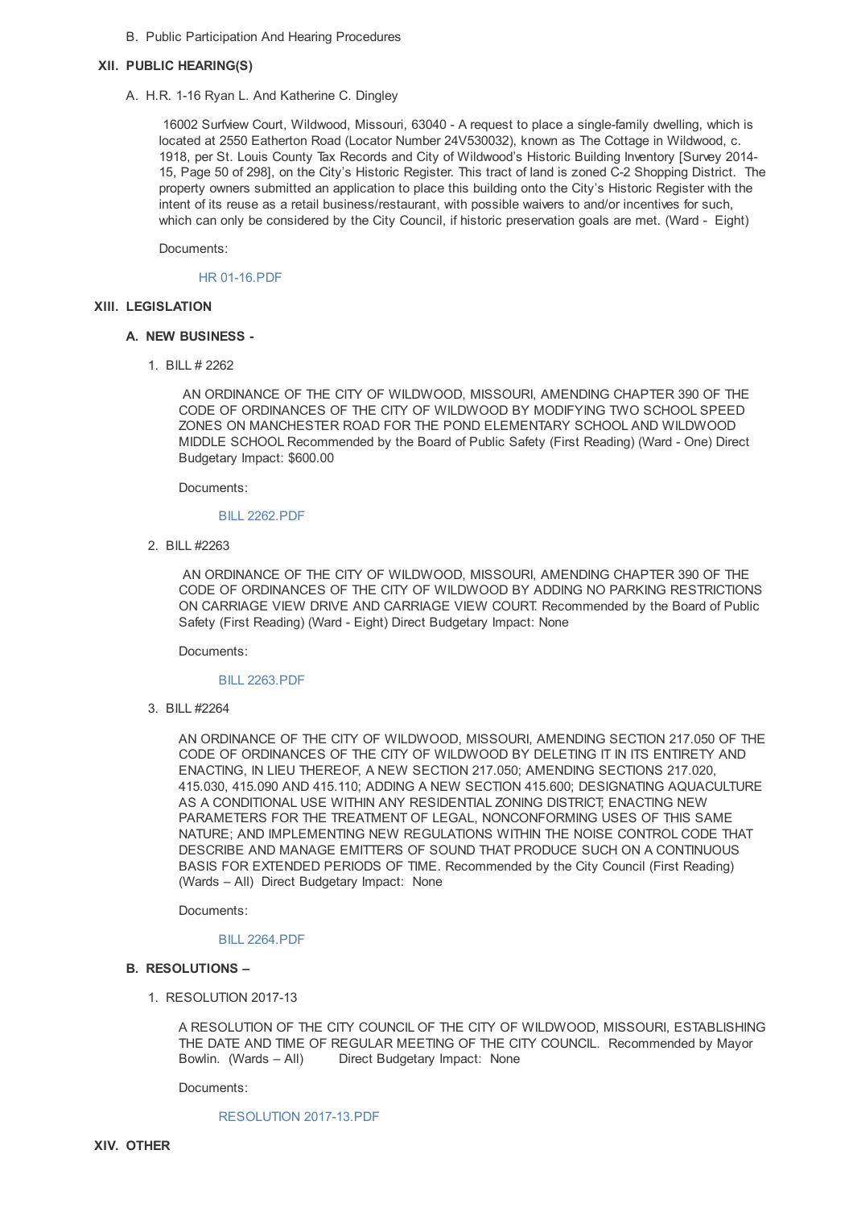B. Public Participation And Hearing Procedures

## XII. PUBLIC HEARING(S)

A. H.R. 1-16 Ryan L. And Katherine C. Dingley

16002 Surfview Court, Wildwood, Missouri, 63040 - A request to place a single-family dwelling, which is located at 2550 Eatherton Road (Locator Number 24V530032), known as The Cottage in Wildwood, c. 1918, per St. Louis County Tax Records and City of Wildwood's Historic Building Inventory [Survey 2014-15, Page 50 of 298], on the City's Historic Register. This tract of land is zoned C-2 Shopping District. The property owners submitted an application to place this building onto the City's Historic Register with the intent of its reuse as a retail business/restaurant, with possible waivers to and/or incentives for such, which can only be considered by the City Council, if historic preservation goals are met. (Ward - Eight)

Documents:

HR 01-16.PDF

## XIII. LEGISLATION

### A. NEW BUSINESS -

1. BILL # 2262

   AN ORDINANCE OF THE CITY OF WILDWOOD, MISSOURI, AMENDING CHAPTER 390 OF THE CODE OF ORDINANCES OF THE CITY OF WILDWOOD BY MODIFYING TWO SCHOOL SPEED ZONES ON MANCHESTER ROAD FOR THE POND ELEMENTARY SCHOOL AND WILDWOOD MIDDLE SCHOOL Recommended by the Board of Public Safety (First Reading) (Ward - One) Direct Budgetary Impact: $600.00

   Documents:

   BILL 2262.PDF

2. BILL #2263

   AN ORDINANCE OF THE CITY OF WILDWOOD, MISSOURI, AMENDING CHAPTER 390 OF THE CODE OF ORDINANCES OF THE CITY OF WILDWOOD BY ADDING NO PARKING RESTRICTIONS ON CARRIAGE VIEW DRIVE AND CARRIAGE VIEW COURT. Recommended by the Board of Public Safety (First Reading) (Ward - Eight) Direct Budgetary Impact: None

   Documents:

   BILL 2263.PDF

3. BILL #2264

   AN ORDINANCE OF THE CITY OF WILDWOOD, MISSOURI, AMENDING SECTION 217.050 OF THE CODE OF ORDINANCES OF THE CITY OF WILDWOOD BY DELETING IT IN ITS ENTIRETY AND ENACTING, IN LIEU THEREOF, A NEW SECTION 217.050; AMENDING SECTIONS 217.020, 415.030, 415.090 AND 415.110; ADDING A NEW SECTION 415.600; DESIGNATING AQUACULTURE AS A CONDITIONAL USE WITHIN ANY RESIDENTIAL ZONING DISTRICT; ENACTING NEW PARAMETERS FOR THE TREATMENT OF LEGAL, NONCONFORMING USES OF THIS SAME NATURE; AND IMPLEMENTING NEW REGULATIONS WITHIN THE NOISE CONTROL CODE THAT DESCRIBE AND MANAGE EMITTERS OF SOUND THAT PRODUCE SUCH ON A CONTINUOUS BASIS FOR EXTENDED PERIODS OF TIME. Recommended by the City Council (First Reading) (Wards – All) Direct Budgetary Impact: None

   Documents:

   BILL 2264.PDF

### B. RESOLUTIONS –

1. RESOLUTION 2017-13

   A RESOLUTION OF THE CITY COUNCIL OF THE CITY OF WILDWOOD, MISSOURI, ESTABLISHING THE DATE AND TIME OF REGULAR MEETING OF THE CITY COUNCIL. Recommended by Mayor Bowlin. (Wards – All) Direct Budgetary Impact: None

   Documents:

   RESOLUTION 2017-13.PDF

## XIV. OTHER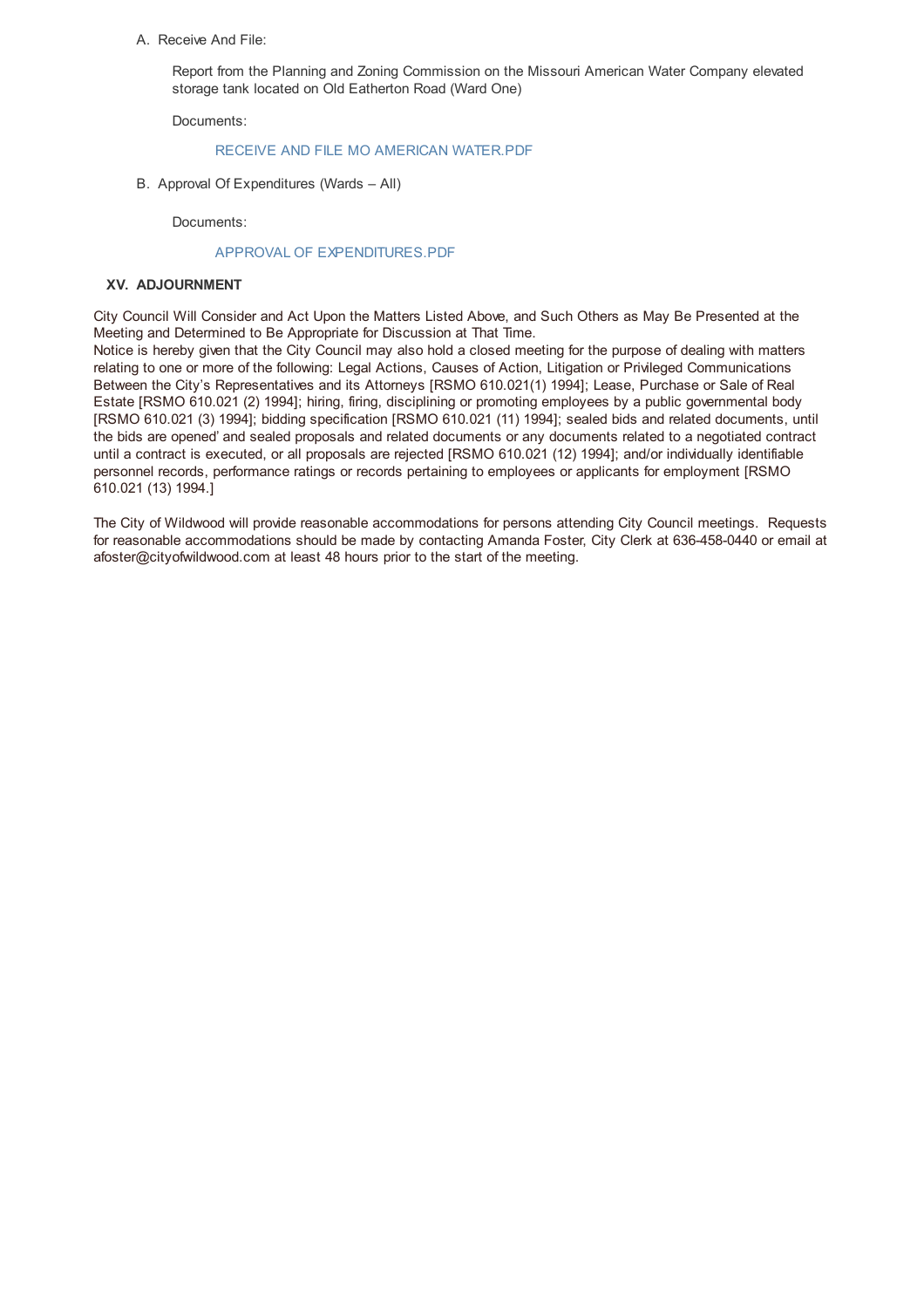A. Receive And File:

Report from the Planning and Zoning Commission on the Missouri American Water Company elevated storage tank located on Old Eatherton Road (Ward One)

Documents:

RECEIVE AND FILE MO AMERICAN WATER.PDF

B. Approval Of Expenditures (Wards – All)

Documents:

APPROVAL OF EXPENDITURES.PDF

**XV. ADJOURNMENT**

City Council Will Consider and Act Upon the Matters Listed Above, and Such Others as May Be Presented at the Meeting and Determined to Be Appropriate for Discussion at That Time.
Notice is hereby given that the City Council may also hold a closed meeting for the purpose of dealing with matters relating to one or more of the following: Legal Actions, Causes of Action, Litigation or Privileged Communications Between the City's Representatives and its Attorneys [RSMO 610.021(1) 1994]; Lease, Purchase or Sale of Real Estate [RSMO 610.021 (2) 1994]; hiring, firing, disciplining or promoting employees by a public governmental body [RSMO 610.021 (3) 1994]; bidding specification [RSMO 610.021 (11) 1994]; sealed bids and related documents, until the bids are opened' and sealed proposals and related documents or any documents related to a negotiated contract until a contract is executed, or all proposals are rejected [RSMO 610.021 (12) 1994]; and/or individually identifiable personnel records, performance ratings or records pertaining to employees or applicants for employment [RSMO 610.021 (13) 1994.]

The City of Wildwood will provide reasonable accommodations for persons attending City Council meetings. Requests for reasonable accommodations should be made by contacting Amanda Foster, City Clerk at 636-458-0440 or email at afoster@cityofwildwood.com at least 48 hours prior to the start of the meeting.